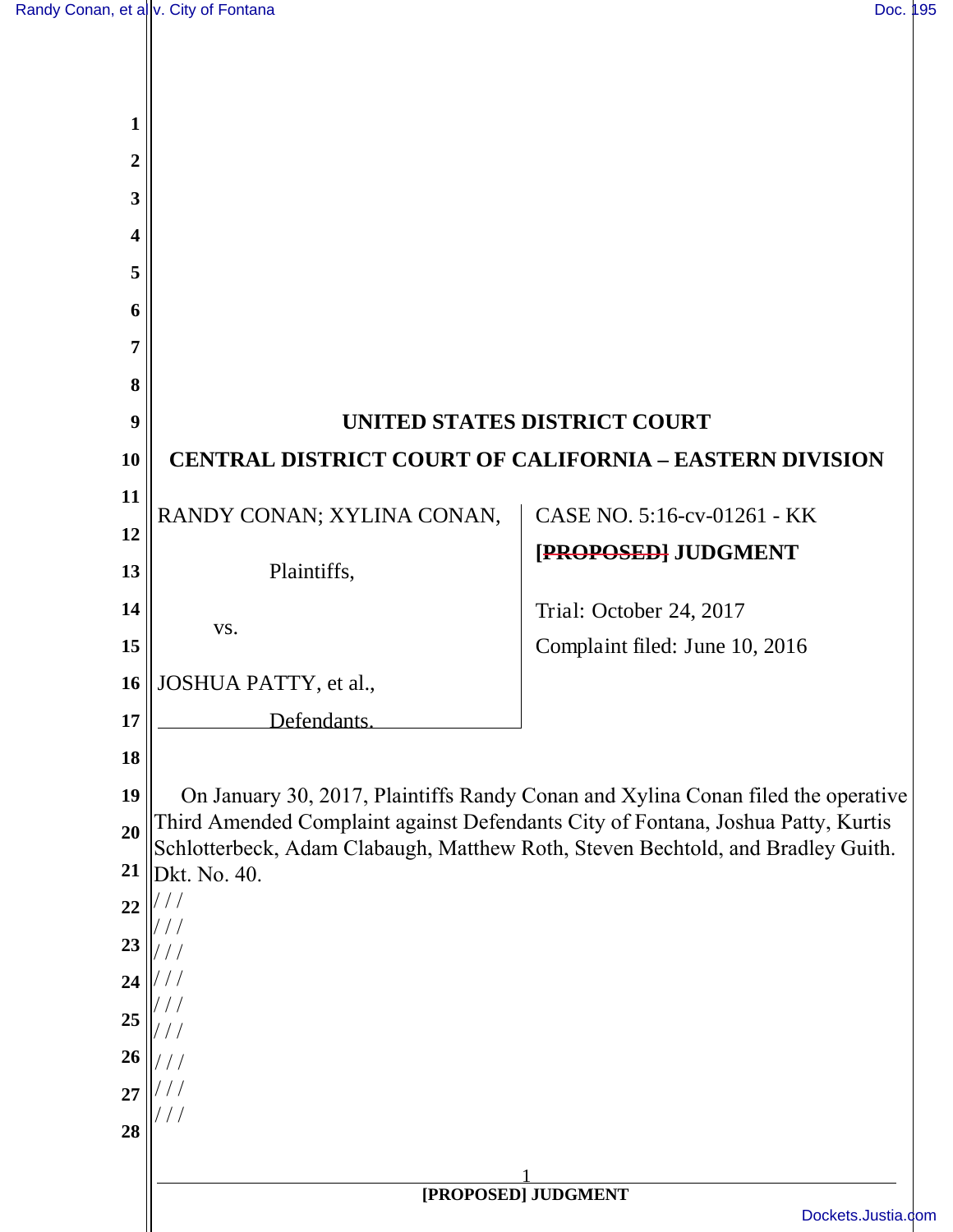# UNITED STATES DISTRICT COURT

# CENTRAL DISTRICT COURT OF CALIFORNIA – EASTERN DIVISION

| | |
|---|---|
| RANDY CONAN; XYLINA CONAN,<br><br>Plaintiffs,<br><br>vs.<br><br>JOSHUA PATTY, et al.,<br><br>Defendants. | CASE NO. 5:16-cv-01261 - KK<br><br>**~~[PROPOSED]~~ JUDGMENT**<br><br>Trial: October 24, 2017<br><br>Complaint filed: June 10, 2016 |

On January 30, 2017, Plaintiffs Randy Conan and Xylina Conan filed the operative Third Amended Complaint against Defendants City of Fontana, Joshua Patty, Kurtis Schlotterbeck, Adam Clabaugh, Matthew Roth, Steven Bechtold, and Bradley Guith. Dkt. No. 40.

/ / /

/ / /

/ / /

/ / /

/ / /

/ / /

/ / /

/ / /

/ / /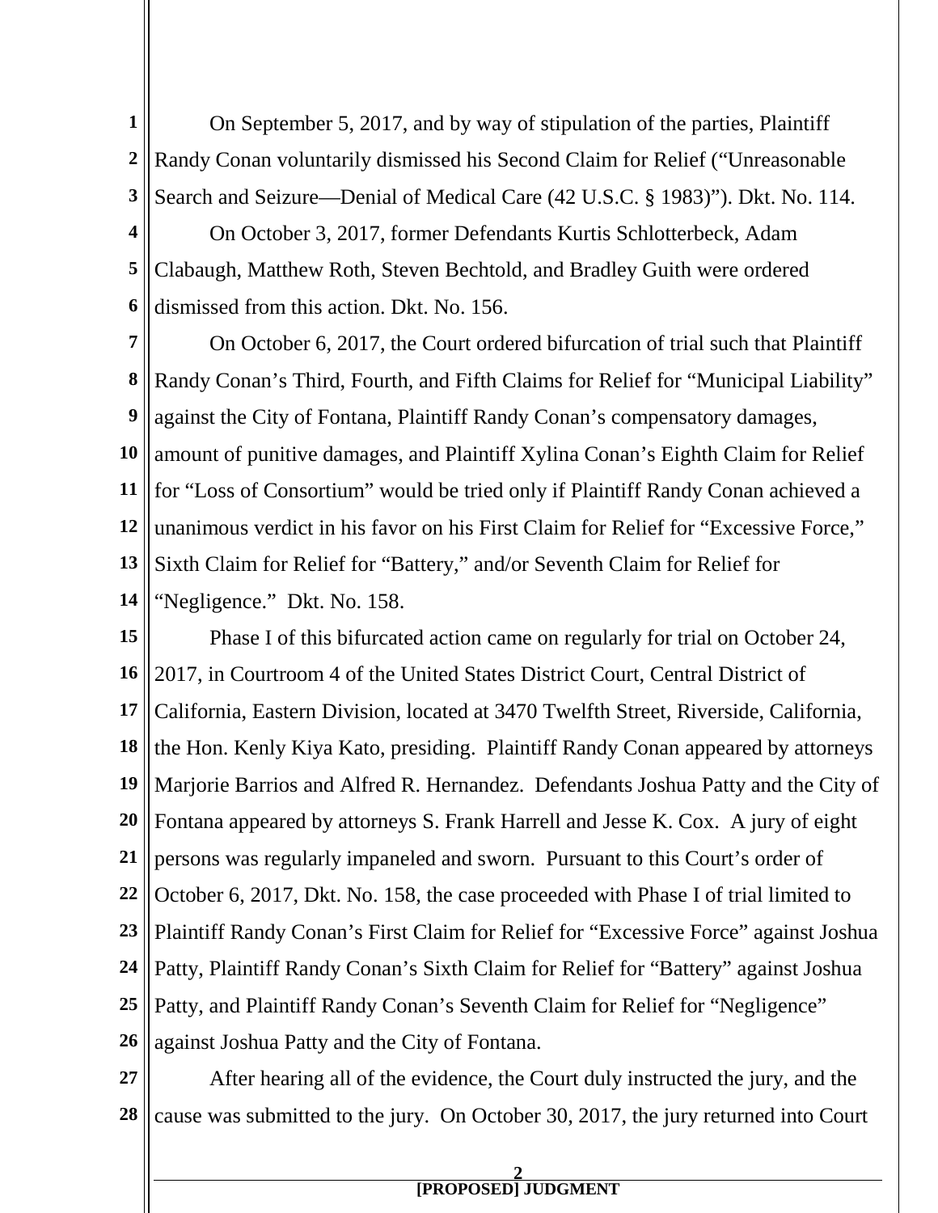On September 5, 2017, and by way of stipulation of the parties, Plaintiff Randy Conan voluntarily dismissed his Second Claim for Relief ("Unreasonable Search and Seizure—Denial of Medical Care (42 U.S.C. § 1983)"). Dkt. No. 114.

On October 3, 2017, former Defendants Kurtis Schlotterbeck, Adam Clabaugh, Matthew Roth, Steven Bechtold, and Bradley Guith were ordered dismissed from this action. Dkt. No. 156.

On October 6, 2017, the Court ordered bifurcation of trial such that Plaintiff Randy Conan's Third, Fourth, and Fifth Claims for Relief for "Municipal Liability" against the City of Fontana, Plaintiff Randy Conan's compensatory damages, amount of punitive damages, and Plaintiff Xylina Conan's Eighth Claim for Relief for "Loss of Consortium" would be tried only if Plaintiff Randy Conan achieved a unanimous verdict in his favor on his First Claim for Relief for "Excessive Force," Sixth Claim for Relief for "Battery," and/or Seventh Claim for Relief for "Negligence." Dkt. No. 158.

Phase I of this bifurcated action came on regularly for trial on October 24, 2017, in Courtroom 4 of the United States District Court, Central District of California, Eastern Division, located at 3470 Twelfth Street, Riverside, California, the Hon. Kenly Kiya Kato, presiding. Plaintiff Randy Conan appeared by attorneys Marjorie Barrios and Alfred R. Hernandez. Defendants Joshua Patty and the City of Fontana appeared by attorneys S. Frank Harrell and Jesse K. Cox. A jury of eight persons was regularly impaneled and sworn. Pursuant to this Court's order of October 6, 2017, Dkt. No. 158, the case proceeded with Phase I of trial limited to Plaintiff Randy Conan's First Claim for Relief for "Excessive Force" against Joshua Patty, Plaintiff Randy Conan's Sixth Claim for Relief for "Battery" against Joshua Patty, and Plaintiff Randy Conan's Seventh Claim for Relief for "Negligence" against Joshua Patty and the City of Fontana.

After hearing all of the evidence, the Court duly instructed the jury, and the cause was submitted to the jury. On October 30, 2017, the jury returned into Court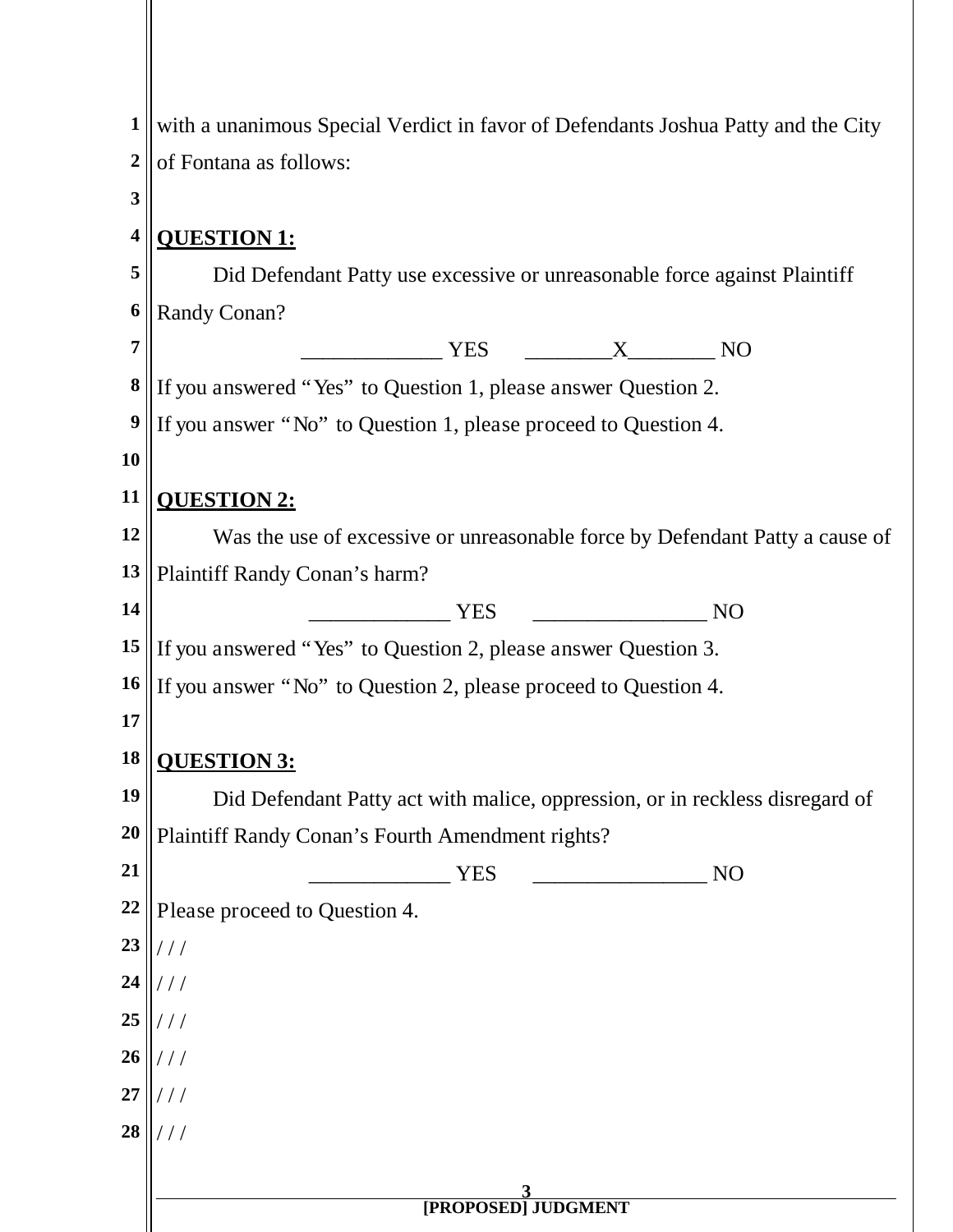with a unanimous Special Verdict in favor of Defendants Joshua Patty and the City of Fontana as follows:

**QUESTION 1:**

Did Defendant Patty use excessive or unreasonable force against Plaintiff Randy Conan?

_____________ YES ________X________ NO

If you answered "Yes" to Question 1, please answer Question 2.
If you answer "No" to Question 1, please proceed to Question 4.

**QUESTION 2:**

Was the use of excessive or unreasonable force by Defendant Patty a cause of Plaintiff Randy Conan's harm?

_____________ YES ________________ NO

If you answered "Yes" to Question 2, please answer Question 3.
If you answer "No" to Question 2, please proceed to Question 4.

**QUESTION 3:**

Did Defendant Patty act with malice, oppression, or in reckless disregard of Plaintiff Randy Conan's Fourth Amendment rights?

_____________ YES ________________ NO

Please proceed to Question 4.

/ / /

/ / /

/ / /

/ / /

/ / /

/ / /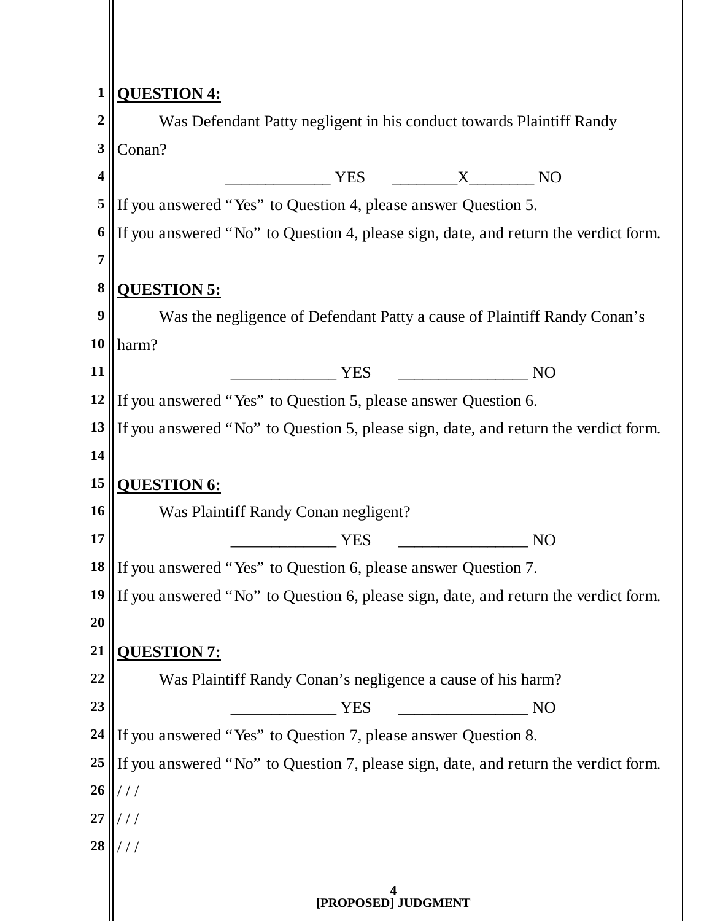**QUESTION 4:**

Was Defendant Patty negligent in his conduct towards Plaintiff Randy Conan?

_____________ YES ________X________ NO

If you answered "Yes" to Question 4, please answer Question 5.

If you answered "No" to Question 4, please sign, date, and return the verdict form.

**QUESTION 5:**

Was the negligence of Defendant Patty a cause of Plaintiff Randy Conan's harm?

_____________ YES ________________ NO

If you answered "Yes" to Question 5, please answer Question 6.

If you answered "No" to Question 5, please sign, date, and return the verdict form.

**QUESTION 6:**

Was Plaintiff Randy Conan negligent?

_____________ YES ________________ NO

If you answered "Yes" to Question 6, please answer Question 7.

If you answered "No" to Question 6, please sign, date, and return the verdict form.

**QUESTION 7:**

Was Plaintiff Randy Conan's negligence a cause of his harm?

_____________ YES ________________ NO

If you answered "Yes" to Question 7, please answer Question 8.

If you answered "No" to Question 7, please sign, date, and return the verdict form.

/ / /

/ / /

/ / /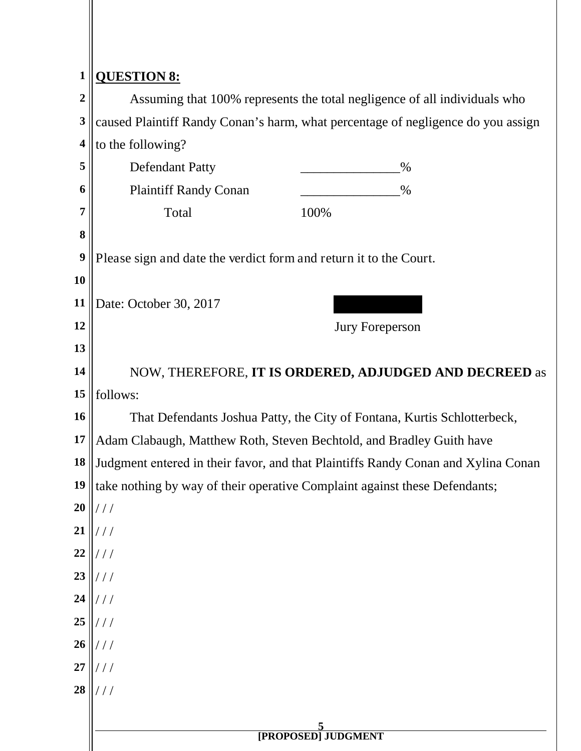**QUESTION 8:**

Assuming that 100% represents the total negligence of all individuals who caused Plaintiff Randy Conan's harm, what percentage of negligence do you assign to the following?

| | |
|---|---|
| Defendant Patty | _______________% |
| Plaintiff Randy Conan | _______________% |
| Total | 100% |

Please sign and date the verdict form and return it to the Court.

Date: October 30, 2017

Jury Foreperson

NOW, THEREFORE, **IT IS ORDERED, ADJUDGED AND DECREED** as follows:

That Defendants Joshua Patty, the City of Fontana, Kurtis Schlotterbeck, Adam Clabaugh, Matthew Roth, Steven Bechtold, and Bradley Guith have Judgment entered in their favor, and that Plaintiffs Randy Conan and Xylina Conan take nothing by way of their operative Complaint against these Defendants;

/ / /

/ / /

/ / /

/ / /

/ / /

/ / /

/ / /

/ / /

/ / /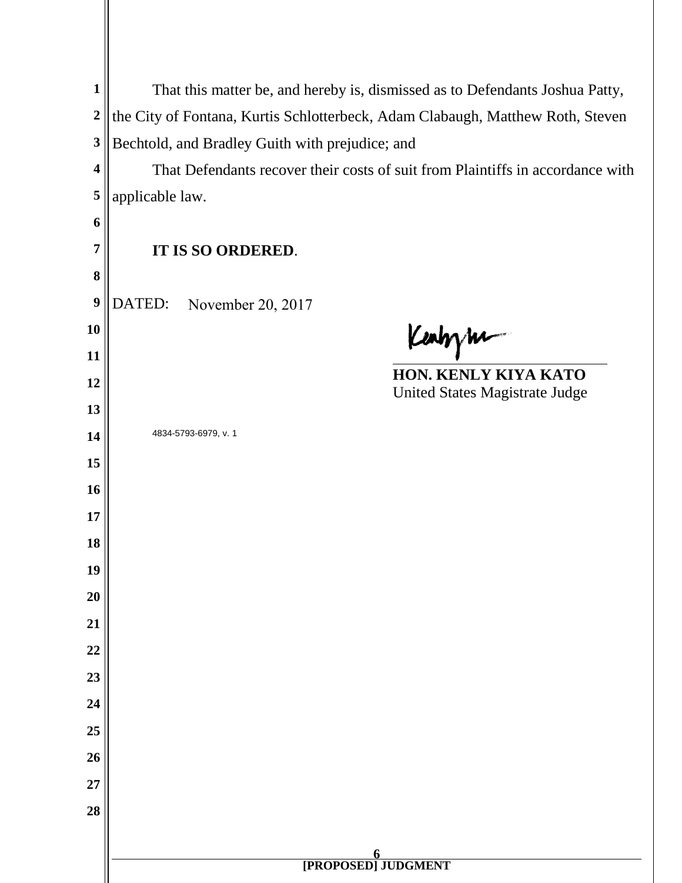That this matter be, and hereby is, dismissed as to Defendants Joshua Patty, the City of Fontana, Kurtis Schlotterbeck, Adam Clabaugh, Matthew Roth, Steven Bechtold, and Bradley Guith with prejudice; and

That Defendants recover their costs of suit from Plaintiffs in accordance with applicable law.

**IT IS SO ORDERED**.

DATED: November 20, 2017

**HON. KENLY KIYA KATO**
United States Magistrate Judge

4834-5793-6979, v. 1